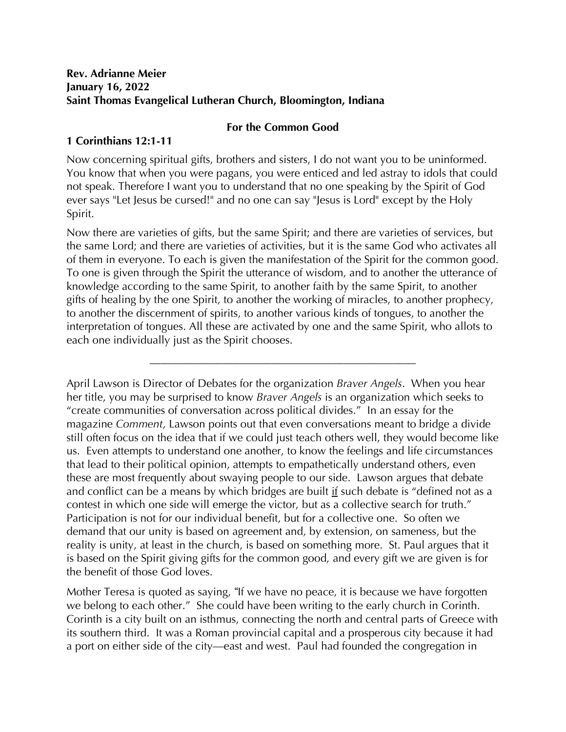**Rev. Adrianne Meier**
**January 16, 2022**
**Saint Thomas Evangelical Lutheran Church, Bloomington, Indiana**

## For the Common Good

### 1 Corinthians 12:1-11

Now concerning spiritual gifts, brothers and sisters, I do not want you to be uninformed. You know that when you were pagans, you were enticed and led astray to idols that could not speak. Therefore I want you to understand that no one speaking by the Spirit of God ever says "Let Jesus be cursed!" and no one can say "Jesus is Lord" except by the Holy Spirit.

Now there are varieties of gifts, but the same Spirit; and there are varieties of services, but the same Lord; and there are varieties of activities, but it is the same God who activates all of them in everyone. To each is given the manifestation of the Spirit for the common good. To one is given through the Spirit the utterance of wisdom, and to another the utterance of knowledge according to the same Spirit, to another faith by the same Spirit, to another gifts of healing by the one Spirit, to another the working of miracles, to another prophecy, to another the discernment of spirits, to another various kinds of tongues, to another the interpretation of tongues. All these are activated by one and the same Spirit, who allots to each one individually just as the Spirit chooses.

---

April Lawson is Director of Debates for the organization *Braver Angels*. When you hear her title, you may be surprised to know *Braver Angels* is an organization which seeks to "create communities of conversation across political divides." In an essay for the magazine *Comment*, Lawson points out that even conversations meant to bridge a divide still often focus on the idea that if we could just teach others well, they would become like us. Even attempts to understand one another, to know the feelings and life circumstances that lead to their political opinion, attempts to empathetically understand others, even these are most frequently about swaying people to our side. Lawson argues that debate and conflict can be a means by which bridges are built <u>if</u> such debate is "defined not as a contest in which one side will emerge the victor, but as a collective search for truth." Participation is not for our individual benefit, but for a collective one. So often we demand that our unity is based on agreement and, by extension, on sameness, but the reality is unity, at least in the church, is based on something more. St. Paul argues that it is based on the Spirit giving gifts for the common good, and every gift we are given is for the benefit of those God loves.

Mother Teresa is quoted as saying, "If we have no peace, it is because we have forgotten we belong to each other." She could have been writing to the early church in Corinth. Corinth is a city built on an isthmus, connecting the north and central parts of Greece with its southern third. It was a Roman provincial capital and a prosperous city because it had a port on either side of the city—east and west. Paul had founded the congregation in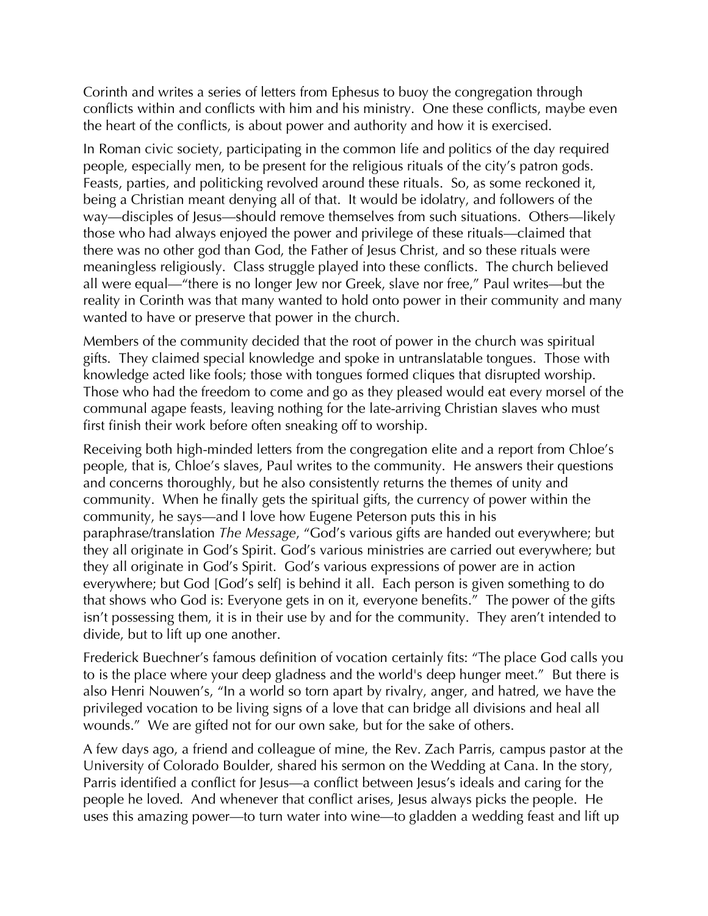Corinth and writes a series of letters from Ephesus to buoy the congregation through conflicts within and conflicts with him and his ministry. One these conflicts, maybe even the heart of the conflicts, is about power and authority and how it is exercised.

In Roman civic society, participating in the common life and politics of the day required people, especially men, to be present for the religious rituals of the city's patron gods. Feasts, parties, and politicking revolved around these rituals. So, as some reckoned it, being a Christian meant denying all of that. It would be idolatry, and followers of the way—disciples of Jesus—should remove themselves from such situations. Others—likely those who had always enjoyed the power and privilege of these rituals—claimed that there was no other god than God, the Father of Jesus Christ, and so these rituals were meaningless religiously. Class struggle played into these conflicts. The church believed all were equal—"there is no longer Jew nor Greek, slave nor free," Paul writes—but the reality in Corinth was that many wanted to hold onto power in their community and many wanted to have or preserve that power in the church.

Members of the community decided that the root of power in the church was spiritual gifts. They claimed special knowledge and spoke in untranslatable tongues. Those with knowledge acted like fools; those with tongues formed cliques that disrupted worship. Those who had the freedom to come and go as they pleased would eat every morsel of the communal agape feasts, leaving nothing for the late-arriving Christian slaves who must first finish their work before often sneaking off to worship.

Receiving both high-minded letters from the congregation elite and a report from Chloe's people, that is, Chloe's slaves, Paul writes to the community. He answers their questions and concerns thoroughly, but he also consistently returns the themes of unity and community. When he finally gets the spiritual gifts, the currency of power within the community, he says—and I love how Eugene Peterson puts this in his paraphrase/translation *The Message*, "God's various gifts are handed out everywhere; but they all originate in God's Spirit. God's various ministries are carried out everywhere; but they all originate in God's Spirit. God's various expressions of power are in action everywhere; but God [God's self] is behind it all. Each person is given something to do that shows who God is: Everyone gets in on it, everyone benefits." The power of the gifts isn't possessing them, it is in their use by and for the community. They aren't intended to divide, but to lift up one another.

Frederick Buechner's famous definition of vocation certainly fits: "The place God calls you to is the place where your deep gladness and the world's deep hunger meet." But there is also Henri Nouwen's, "In a world so torn apart by rivalry, anger, and hatred, we have the privileged vocation to be living signs of a love that can bridge all divisions and heal all wounds." We are gifted not for our own sake, but for the sake of others.

A few days ago, a friend and colleague of mine, the Rev. Zach Parris, campus pastor at the University of Colorado Boulder, shared his sermon on the Wedding at Cana. In the story, Parris identified a conflict for Jesus—a conflict between Jesus's ideals and caring for the people he loved. And whenever that conflict arises, Jesus always picks the people. He uses this amazing power—to turn water into wine—to gladden a wedding feast and lift up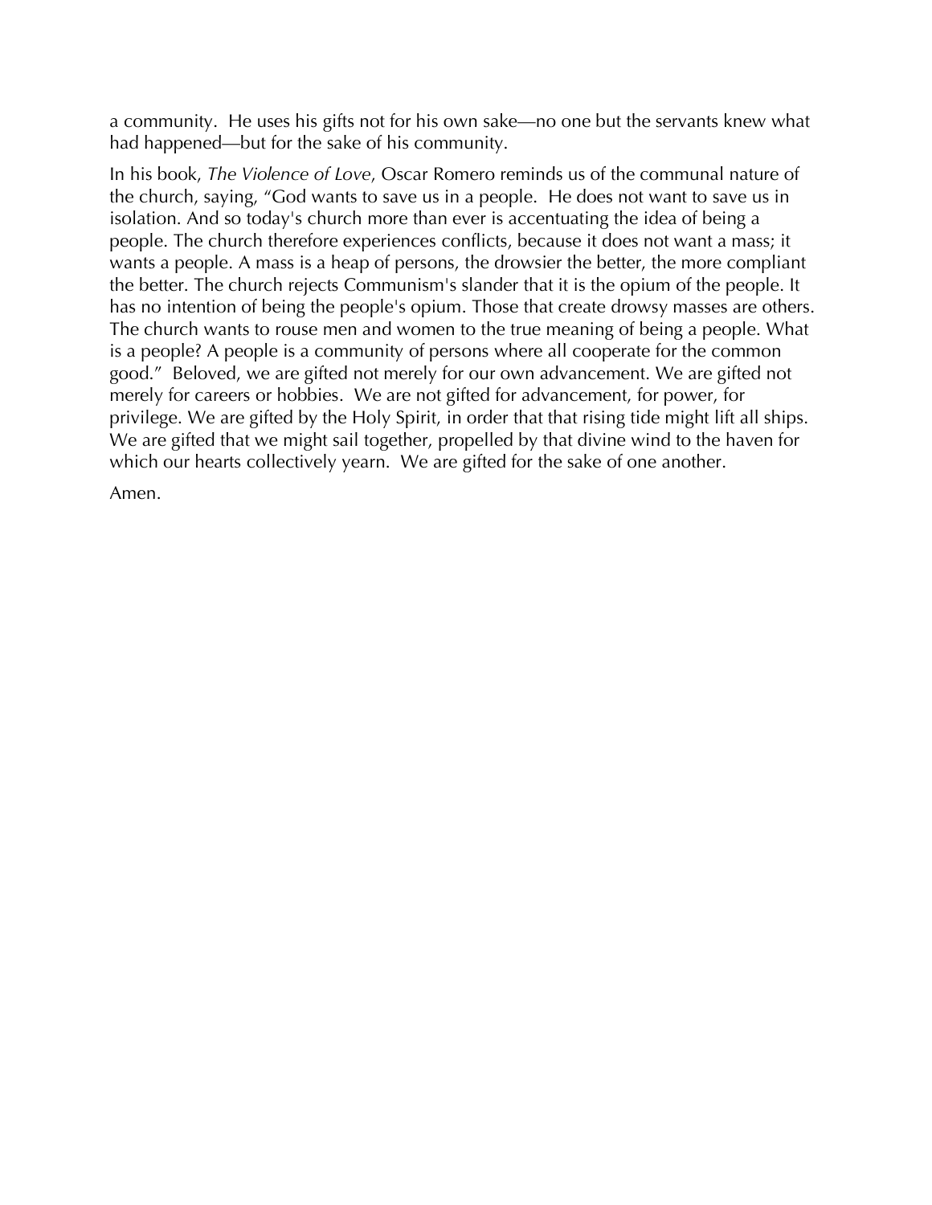a community.  He uses his gifts not for his own sake—no one but the servants knew what had happened—but for the sake of his community.

In his book, *The Violence of Love*, Oscar Romero reminds us of the communal nature of the church, saying, "God wants to save us in a people.  He does not want to save us in isolation. And so today's church more than ever is accentuating the idea of being a people. The church therefore experiences conflicts, because it does not want a mass; it wants a people. A mass is a heap of persons, the drowsier the better, the more compliant the better. The church rejects Communism's slander that it is the opium of the people. It has no intention of being the people's opium. Those that create drowsy masses are others. The church wants to rouse men and women to the true meaning of being a people. What is a people? A people is a community of persons where all cooperate for the common good."  Beloved, we are gifted not merely for our own advancement. We are gifted not merely for careers or hobbies.  We are not gifted for advancement, for power, for privilege. We are gifted by the Holy Spirit, in order that that rising tide might lift all ships. We are gifted that we might sail together, propelled by that divine wind to the haven for which our hearts collectively yearn.  We are gifted for the sake of one another.

Amen.